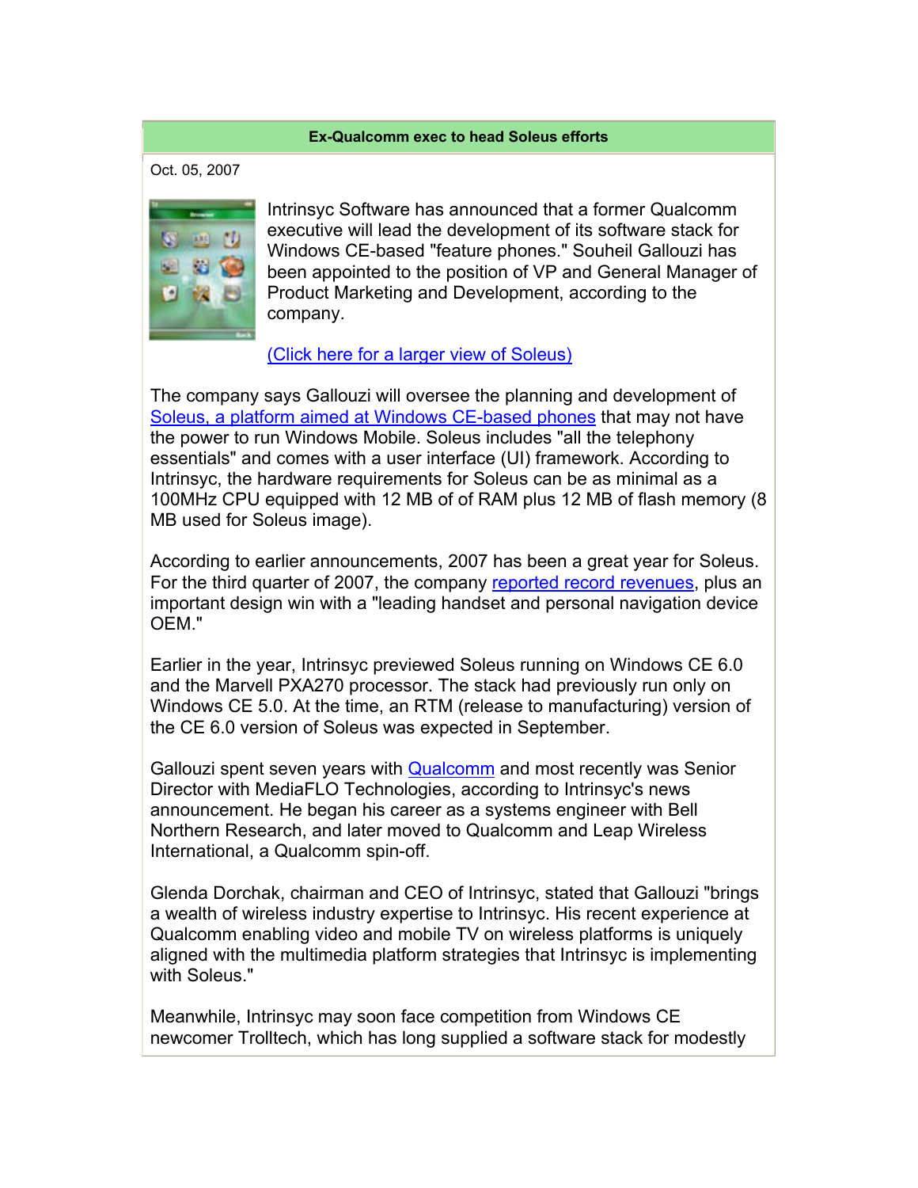## Ex-Qualcomm exec to head Soleus efforts

Oct. 05, 2007

Intrinsyc Software has announced that a former Qualcomm executive will lead the development of its software stack for Windows CE-based "feature phones." Souheil Gallouzi has been appointed to the position of VP and General Manager of Product Marketing and Development, according to the company.

(Click here for a larger view of Soleus)

The company says Gallouzi will oversee the planning and development of Soleus, a platform aimed at Windows CE-based phones that may not have the power to run Windows Mobile. Soleus includes "all the telephony essentials" and comes with a user interface (UI) framework. According to Intrinsyc, the hardware requirements for Soleus can be as minimal as a 100MHz CPU equipped with 12 MB of of RAM plus 12 MB of flash memory (8 MB used for Soleus image).

According to earlier announcements, 2007 has been a great year for Soleus. For the third quarter of 2007, the company reported record revenues, plus an important design win with a "leading handset and personal navigation device OEM."

Earlier in the year, Intrinsyc previewed Soleus running on Windows CE 6.0 and the Marvell PXA270 processor. The stack had previously run only on Windows CE 5.0. At the time, an RTM (release to manufacturing) version of the CE 6.0 version of Soleus was expected in September.

Gallouzi spent seven years with Qualcomm and most recently was Senior Director with MediaFLO Technologies, according to Intrinsyc's news announcement. He began his career as a systems engineer with Bell Northern Research, and later moved to Qualcomm and Leap Wireless International, a Qualcomm spin-off.

Glenda Dorchak, chairman and CEO of Intrinsyc, stated that Gallouzi "brings a wealth of wireless industry expertise to Intrinsyc. His recent experience at Qualcomm enabling video and mobile TV on wireless platforms is uniquely aligned with the multimedia platform strategies that Intrinsyc is implementing with Soleus."

Meanwhile, Intrinsyc may soon face competition from Windows CE newcomer Trolltech, which has long supplied a software stack for modestly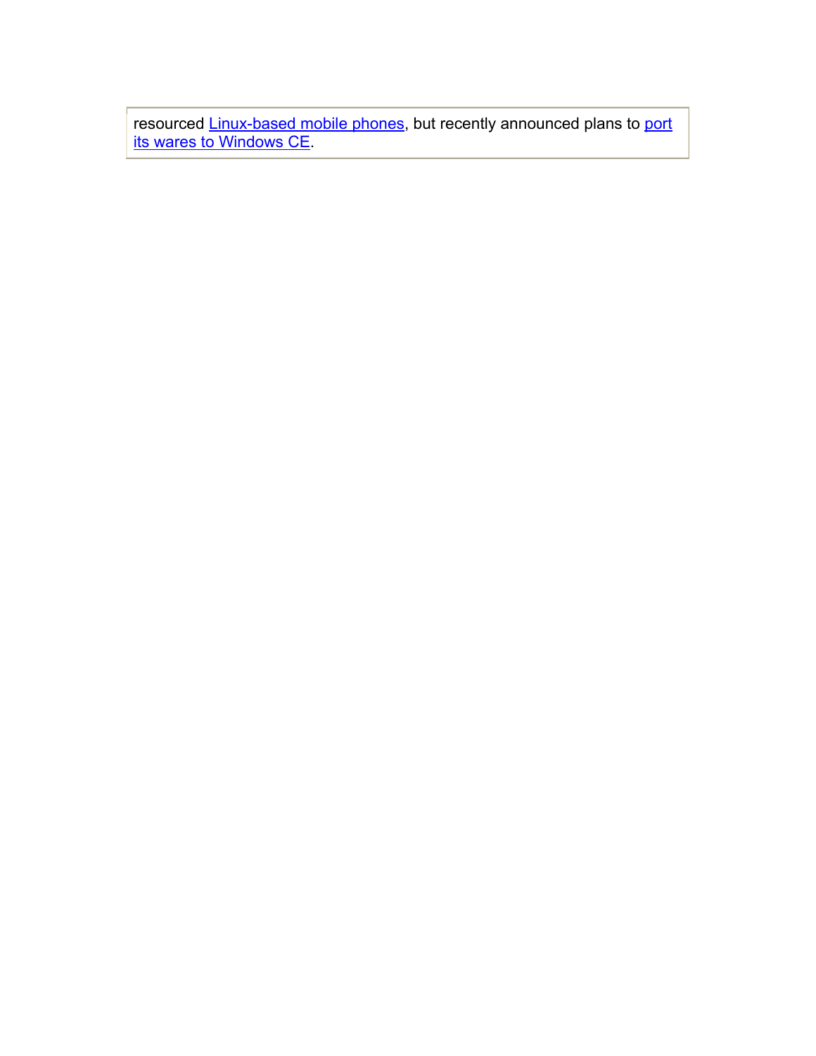resourced Linux-based mobile phones, but recently announced plans to port its wares to Windows CE.